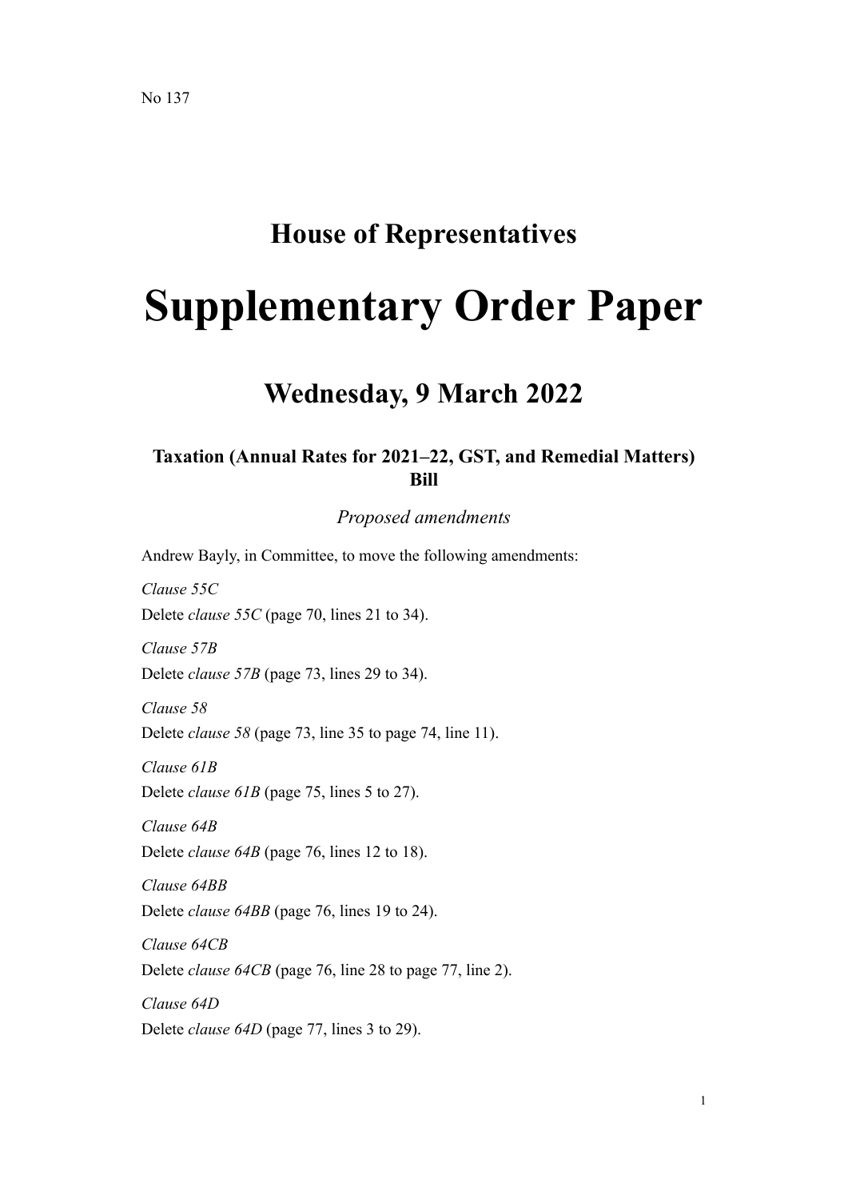No 137

# House of Representatives

# Supplementary Order Paper

## Wednesday, 9 March 2022

### Taxation (Annual Rates for 2021–22, GST, and Remedial Matters) Bill

*Proposed amendments*

Andrew Bayly, in Committee, to move the following amendments:

*Clause 55C*

Delete *clause 55C* (page 70, lines 21 to 34).

*Clause 57B*

Delete *clause 57B* (page 73, lines 29 to 34).

*Clause 58*

Delete *clause 58* (page 73, line 35 to page 74, line 11).

*Clause 61B*

Delete *clause 61B* (page 75, lines 5 to 27).

*Clause 64B*

Delete *clause 64B* (page 76, lines 12 to 18).

*Clause 64BB*

Delete *clause 64BB* (page 76, lines 19 to 24).

*Clause 64CB*

Delete *clause 64CB* (page 76, line 28 to page 77, line 2).

*Clause 64D*

Delete *clause 64D* (page 77, lines 3 to 29).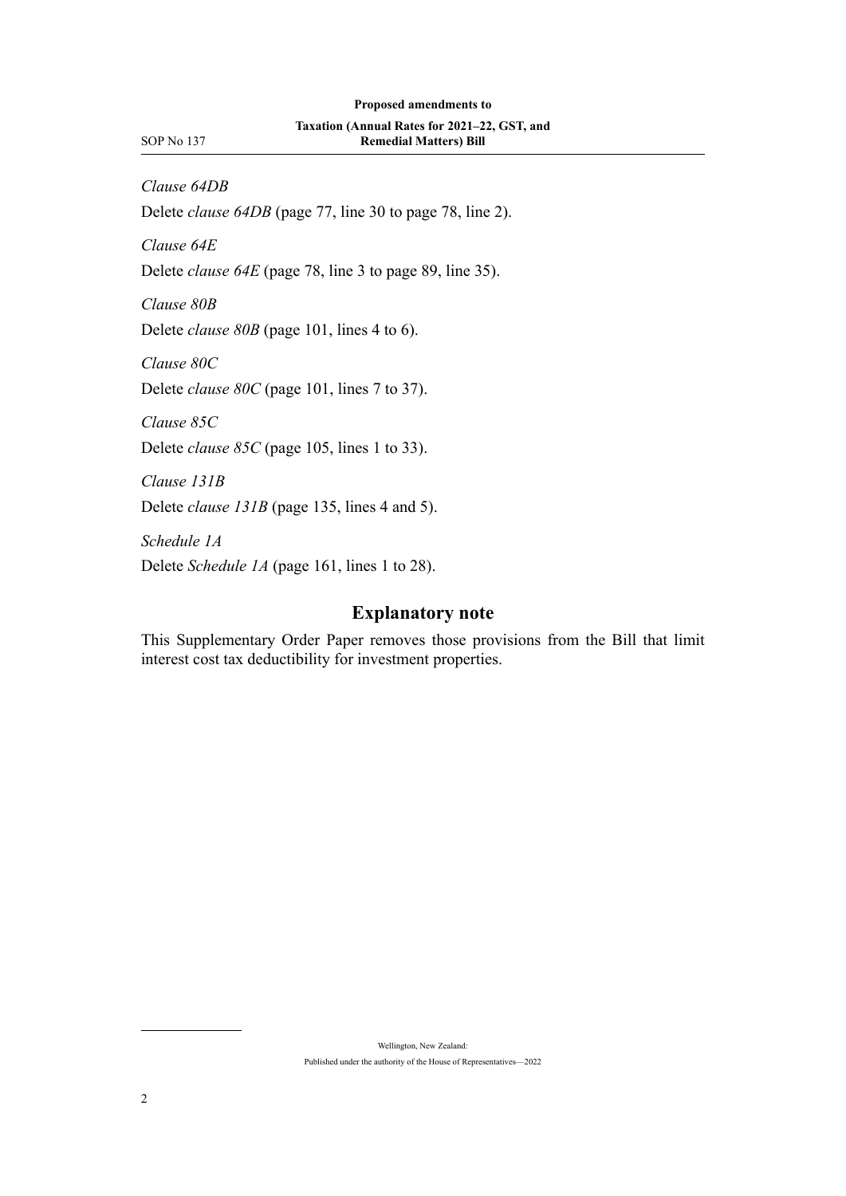*Clause 64DB*

Delete *clause 64DB* (page 77, line 30 to page 78, line 2).

*Clause 64E*

Delete *clause 64E* (page 78, line 3 to page 89, line 35).

*Clause 80B*

Delete *clause 80B* (page 101, lines 4 to 6).

*Clause 80C*

Delete *clause 80C* (page 101, lines 7 to 37).

*Clause 85C*

Delete *clause 85C* (page 105, lines 1 to 33).

*Clause 131B*

Delete *clause 131B* (page 135, lines 4 and 5).

*Schedule 1A*

Delete *Schedule 1A* (page 161, lines 1 to 28).

## Explanatory note

This Supplementary Order Paper removes those provisions from the Bill that limit interest cost tax deductibility for investment properties.

Wellington, New Zealand:

Published under the authority of the House of Representatives—2022